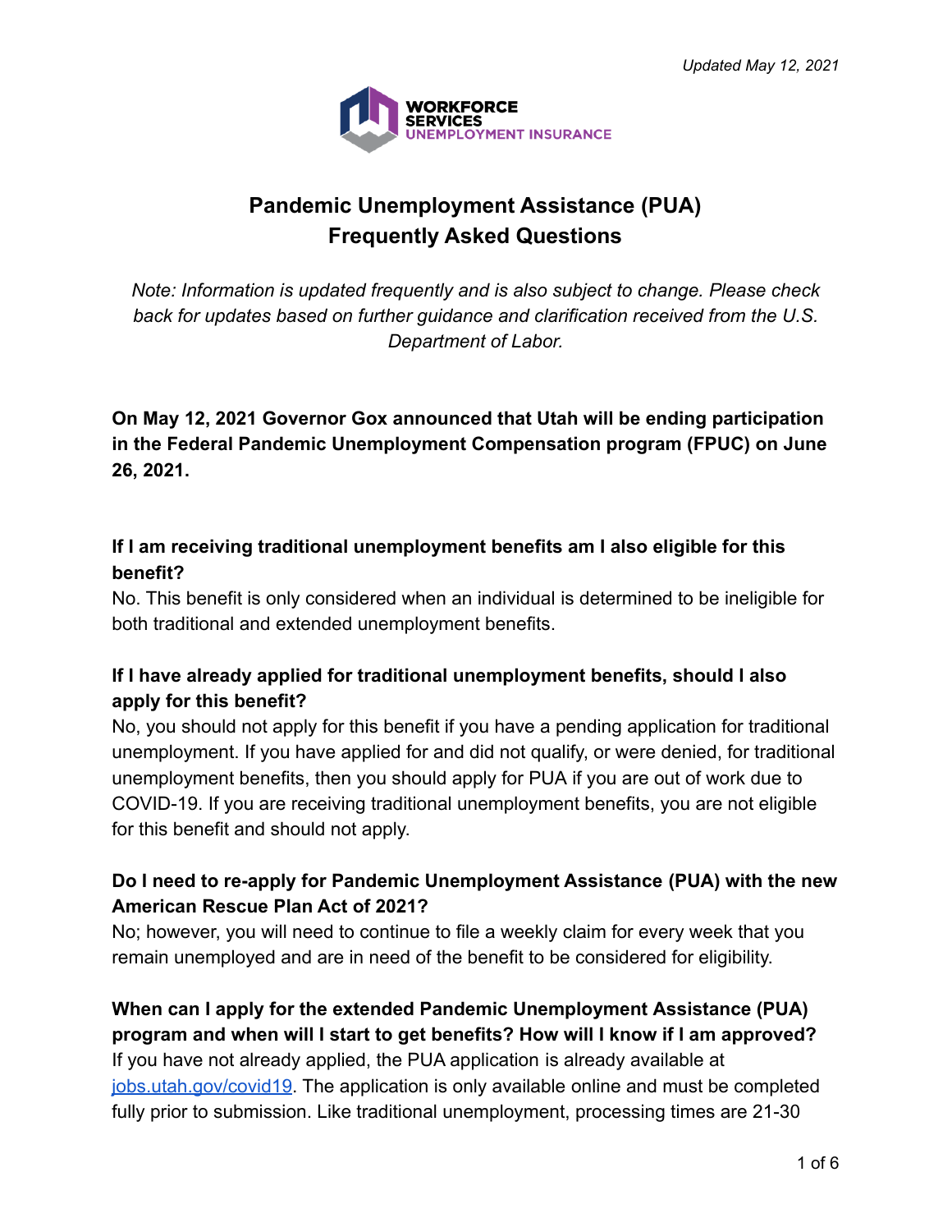*Updated May 12, 2021*

WORKFORCE SERVICES
UNEMPLOYMENT INSURANCE

# Pandemic Unemployment Assistance (PUA) Frequently Asked Questions

*Note: Information is updated frequently and is also subject to change. Please check back for updates based on further guidance and clarification received from the U.S. Department of Labor.*

**On May 12, 2021 Governor Gox announced that Utah will be ending participation in the Federal Pandemic Unemployment Compensation program (FPUC) on June 26, 2021.**

**If I am receiving traditional unemployment benefits am I also eligible for this benefit?**

No. This benefit is only considered when an individual is determined to be ineligible for both traditional and extended unemployment benefits.

**If I have already applied for traditional unemployment benefits, should I also apply for this benefit?**

No, you should not apply for this benefit if you have a pending application for traditional unemployment. If you have applied for and did not qualify, or were denied, for traditional unemployment benefits, then you should apply for PUA if you are out of work due to COVID-19. If you are receiving traditional unemployment benefits, you are not eligible for this benefit and should not apply.

**Do I need to re-apply for Pandemic Unemployment Assistance (PUA) with the new American Rescue Plan Act of 2021?**

No; however, you will need to continue to file a weekly claim for every week that you remain unemployed and are in need of the benefit to be considered for eligibility.

**When can I apply for the extended Pandemic Unemployment Assistance (PUA) program and when will I start to get benefits? How will I know if I am approved?**

If you have not already applied, the PUA application is already available at [jobs.utah.gov/covid19](jobs.utah.gov/covid19). The application is only available online and must be completed fully prior to submission. Like traditional unemployment, processing times are 21-30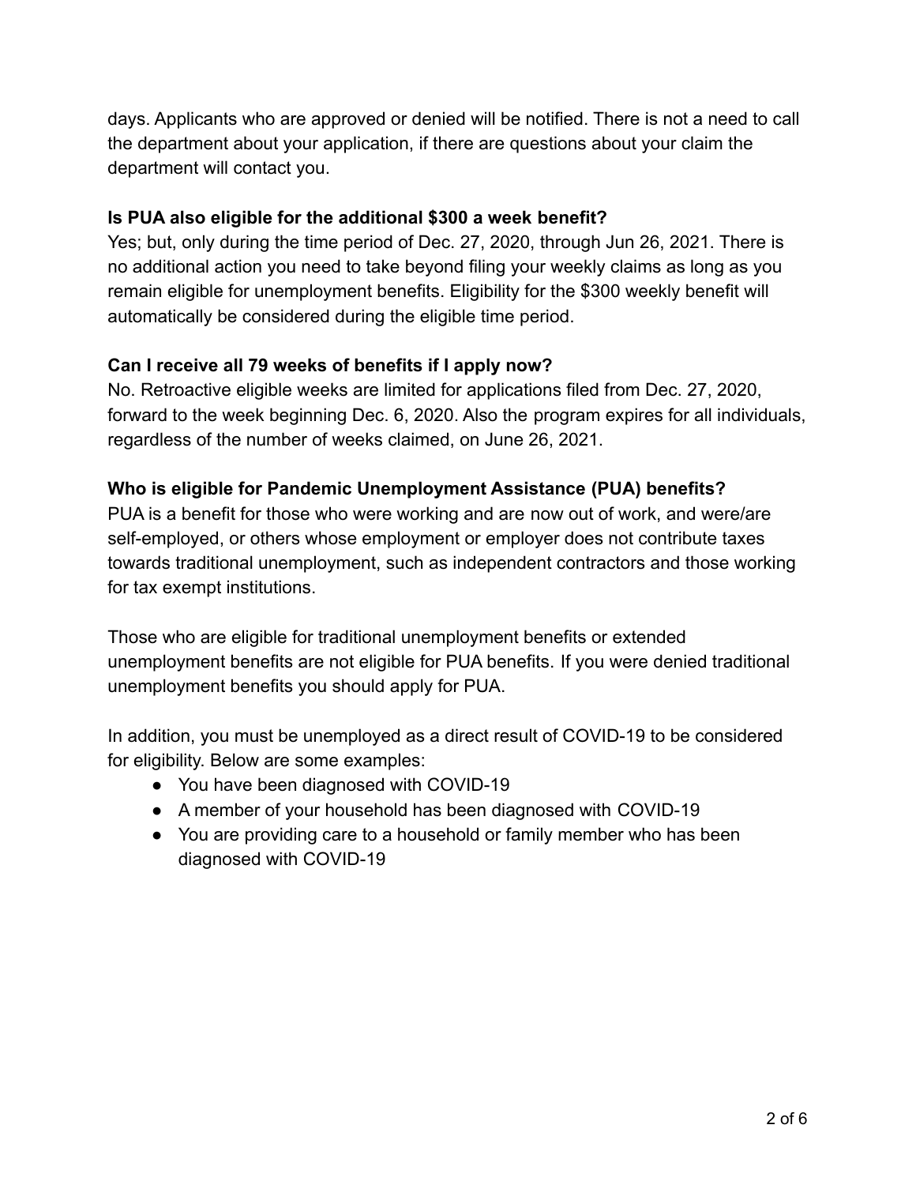days. Applicants who are approved or denied will be notified. There is not a need to call the department about your application, if there are questions about your claim the department will contact you.

**Is PUA also eligible for the additional $300 a week benefit?**

Yes; but, only during the time period of Dec. 27, 2020, through Jun 26, 2021. There is no additional action you need to take beyond filing your weekly claims as long as you remain eligible for unemployment benefits. Eligibility for the $300 weekly benefit will automatically be considered during the eligible time period.

**Can I receive all 79 weeks of benefits if I apply now?**

No. Retroactive eligible weeks are limited for applications filed from Dec. 27, 2020, forward to the week beginning Dec. 6, 2020. Also the program expires for all individuals, regardless of the number of weeks claimed, on June 26, 2021.

**Who is eligible for Pandemic Unemployment Assistance (PUA) benefits?**

PUA is a benefit for those who were working and are now out of work, and were/are self-employed, or others whose employment or employer does not contribute taxes towards traditional unemployment, such as independent contractors and those working for tax exempt institutions.

Those who are eligible for traditional unemployment benefits or extended unemployment benefits are not eligible for PUA benefits. If you were denied traditional unemployment benefits you should apply for PUA.

In addition, you must be unemployed as a direct result of COVID-19 to be considered for eligibility. Below are some examples:

- You have been diagnosed with COVID-19
- A member of your household has been diagnosed with COVID-19
- You are providing care to a household or family member who has been diagnosed with COVID-19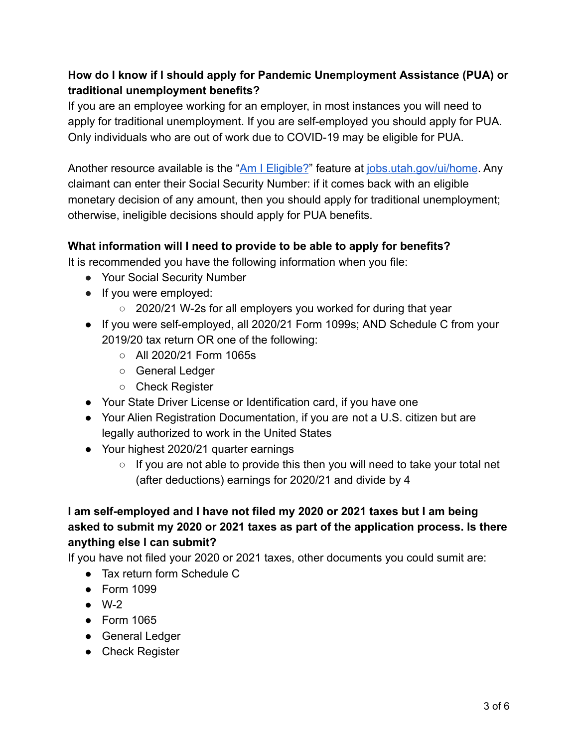**How do I know if I should apply for Pandemic Unemployment Assistance (PUA) or traditional unemployment benefits?**

If you are an employee working for an employer, in most instances you will need to apply for traditional unemployment. If you are self-employed you should apply for PUA. Only individuals who are out of work due to COVID-19 may be eligible for PUA.

Another resource available is the "[Am I Eligible?](https://jobs.utah.gov/ui/home)" feature at [jobs.utah.gov/ui/home](https://jobs.utah.gov/ui/home). Any claimant can enter their Social Security Number: if it comes back with an eligible monetary decision of any amount, then you should apply for traditional unemployment; otherwise, ineligible decisions should apply for PUA benefits.

**What information will I need to provide to be able to apply for benefits?**

It is recommended you have the following information when you file:

- Your Social Security Number
- If you were employed:
    - 2020/21 W-2s for all employers you worked for during that year
- If you were self-employed, all 2020/21 Form 1099s; AND Schedule C from your 2019/20 tax return OR one of the following:
    - All 2020/21 Form 1065s
    - General Ledger
    - Check Register
- Your State Driver License or Identification card, if you have one
- Your Alien Registration Documentation, if you are not a U.S. citizen but are legally authorized to work in the United States
- Your highest 2020/21 quarter earnings
    - If you are not able to provide this then you will need to take your total net (after deductions) earnings for 2020/21 and divide by 4

**I am self-employed and I have not filed my 2020 or 2021 taxes but I am being asked to submit my 2020 or 2021 taxes as part of the application process. Is there anything else I can submit?**

If you have not filed your 2020 or 2021 taxes, other documents you could sumit are:

- Tax return form Schedule C
- Form 1099
- W-2
- Form 1065
- General Ledger
- Check Register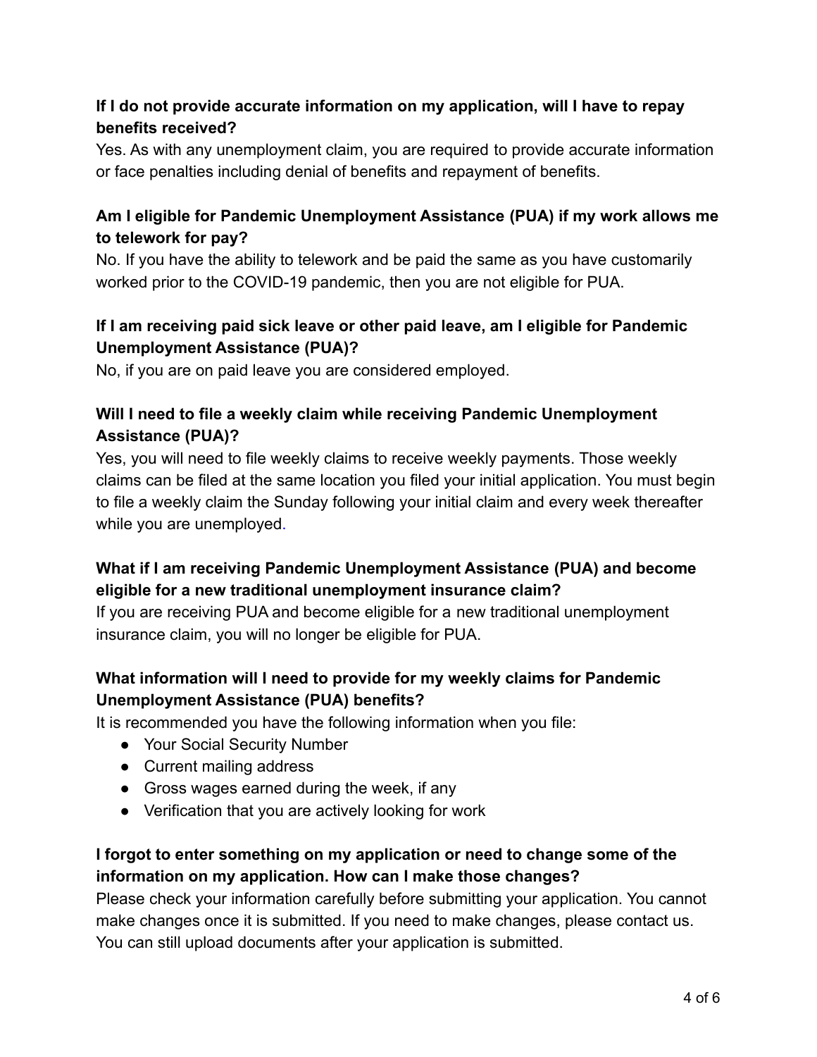**If I do not provide accurate information on my application, will I have to repay benefits received?**

Yes. As with any unemployment claim, you are required to provide accurate information or face penalties including denial of benefits and repayment of benefits.

**Am I eligible for Pandemic Unemployment Assistance (PUA) if my work allows me to telework for pay?**

No. If you have the ability to telework and be paid the same as you have customarily worked prior to the COVID-19 pandemic, then you are not eligible for PUA.

**If I am receiving paid sick leave or other paid leave, am I eligible for Pandemic Unemployment Assistance (PUA)?**

No, if you are on paid leave you are considered employed.

**Will I need to file a weekly claim while receiving Pandemic Unemployment Assistance (PUA)?**

Yes, you will need to file weekly claims to receive weekly payments. Those weekly claims can be filed at the same location you filed your initial application. You must begin to file a weekly claim the Sunday following your initial claim and every week thereafter while you are unemployed.

**What if I am receiving Pandemic Unemployment Assistance (PUA) and become eligible for a new traditional unemployment insurance claim?**

If you are receiving PUA and become eligible for a new traditional unemployment insurance claim, you will no longer be eligible for PUA.

**What information will I need to provide for my weekly claims for Pandemic Unemployment Assistance (PUA) benefits?**

It is recommended you have the following information when you file:

- Your Social Security Number
- Current mailing address
- Gross wages earned during the week, if any
- Verification that you are actively looking for work

**I forgot to enter something on my application or need to change some of the information on my application. How can I make those changes?**

Please check your information carefully before submitting your application. You cannot make changes once it is submitted. If you need to make changes, please contact us. You can still upload documents after your application is submitted.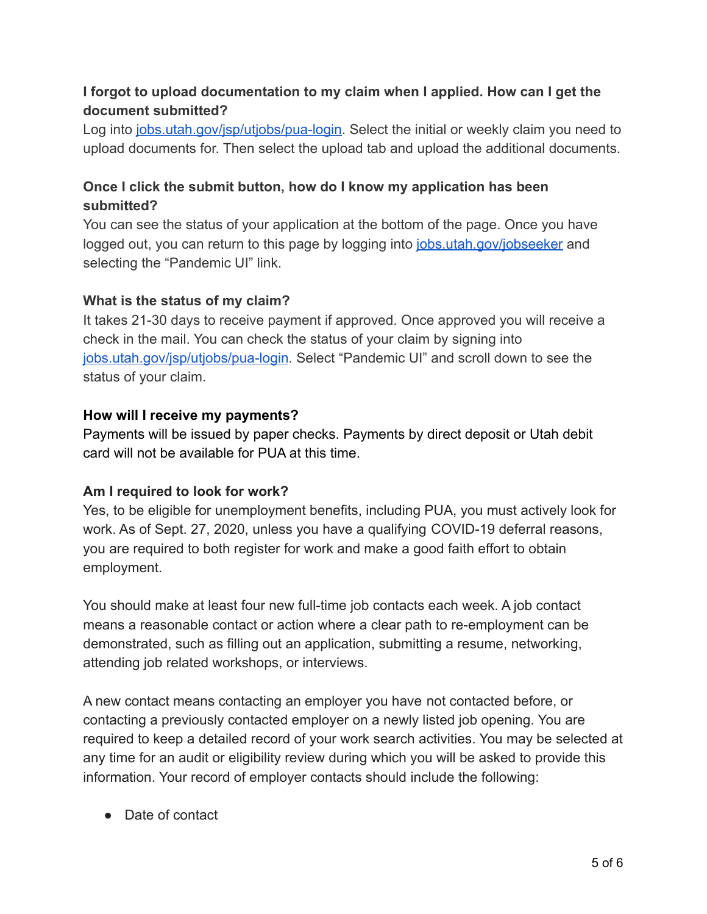**I forgot to upload documentation to my claim when I applied. How can I get the document submitted?**

Log into [jobs.utah.gov/jsp/utjobs/pua-login](jobs.utah.gov/jsp/utjobs/pua-login). Select the initial or weekly claim you need to upload documents for. Then select the upload tab and upload the additional documents.

**Once I click the submit button, how do I know my application has been submitted?**

You can see the status of your application at the bottom of the page. Once you have logged out, you can return to this page by logging into [jobs.utah.gov/jobseeker](jobs.utah.gov/jobseeker) and selecting the "Pandemic UI" link.

**What is the status of my claim?**

It takes 21-30 days to receive payment if approved. Once approved you will receive a check in the mail. You can check the status of your claim by signing into [jobs.utah.gov/jsp/utjobs/pua-login](jobs.utah.gov/jsp/utjobs/pua-login). Select "Pandemic UI" and scroll down to see the status of your claim.

**How will I receive my payments?**

Payments will be issued by paper checks. Payments by direct deposit or Utah debit card will not be available for PUA at this time.

**Am I required to look for work?**

Yes, to be eligible for unemployment benefits, including PUA, you must actively look for work. As of Sept. 27, 2020, unless you have a qualifying COVID-19 deferral reasons, you are required to both register for work and make a good faith effort to obtain employment.

You should make at least four new full-time job contacts each week. A job contact means a reasonable contact or action where a clear path to re-employment can be demonstrated, such as filling out an application, submitting a resume, networking, attending job related workshops, or interviews.

A new contact means contacting an employer you have not contacted before, or contacting a previously contacted employer on a newly listed job opening. You are required to keep a detailed record of your work search activities. You may be selected at any time for an audit or eligibility review during which you will be asked to provide this information. Your record of employer contacts should include the following:

- Date of contact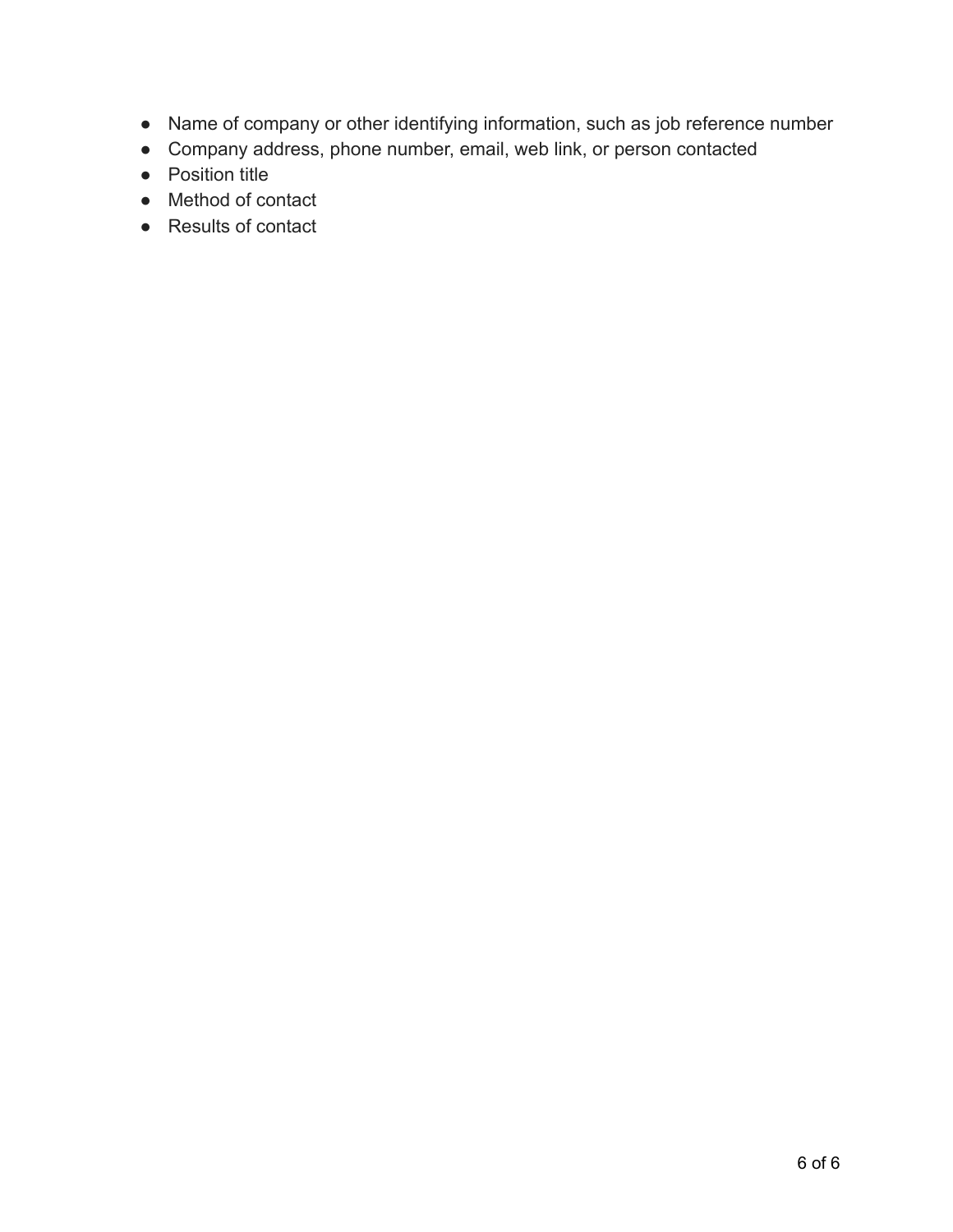- Name of company or other identifying information, such as job reference number
- Company address, phone number, email, web link, or person contacted
- Position title
- Method of contact
- Results of contact